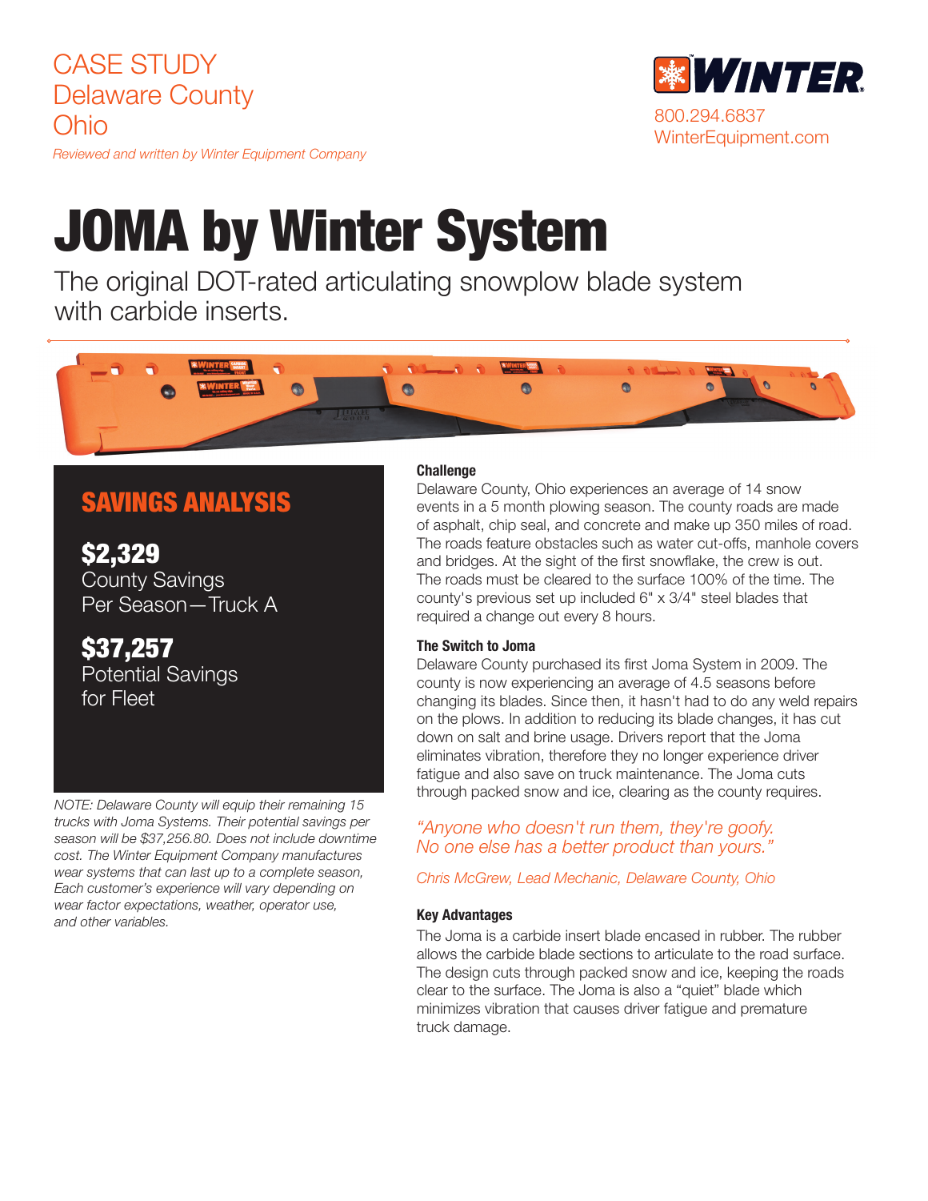CASE STUDY
Delaware County
Ohio

*Reviewed and written by Winter Equipment Company*

WINTER
800.294.6837
WinterEquipment.com

# JOMA by Winter System

The original DOT-rated articulating snowplow blade system with carbide inserts.

## SAVINGS ANALYSIS

**$2,329**
County Savings
Per Season—Truck A

**$37,257**
Potential Savings
for Fleet

*NOTE: Delaware County will equip their remaining 15 trucks with Joma Systems. Their potential savings per season will be $37,256.80. Does not include downtime cost. The Winter Equipment Company manufactures wear systems that can last up to a complete season, Each customer's experience will vary depending on wear factor expectations, weather, operator use, and other variables.*

### Challenge

Delaware County, Ohio experiences an average of 14 snow events in a 5 month plowing season. The county roads are made of asphalt, chip seal, and concrete and make up 350 miles of road. The roads feature obstacles such as water cut-offs, manhole covers and bridges. At the sight of the first snowflake, the crew is out. The roads must be cleared to the surface 100% of the time. The county's previous set up included 6" x 3/4" steel blades that required a change out every 8 hours.

### The Switch to Joma

Delaware County purchased its first Joma System in 2009. The county is now experiencing an average of 4.5 seasons before changing its blades. Since then, it hasn't had to do any weld repairs on the plows. In addition to reducing its blade changes, it has cut down on salt and brine usage. Drivers report that the Joma eliminates vibration, therefore they no longer experience driver fatigue and also save on truck maintenance. The Joma cuts through packed snow and ice, clearing as the county requires.

*"Anyone who doesn't run them, they're goofy. No one else has a better product than yours."*

*Chris McGrew, Lead Mechanic, Delaware County, Ohio*

### Key Advantages

The Joma is a carbide insert blade encased in rubber. The rubber allows the carbide blade sections to articulate to the road surface. The design cuts through packed snow and ice, keeping the roads clear to the surface. The Joma is also a "quiet" blade which minimizes vibration that causes driver fatigue and premature truck damage.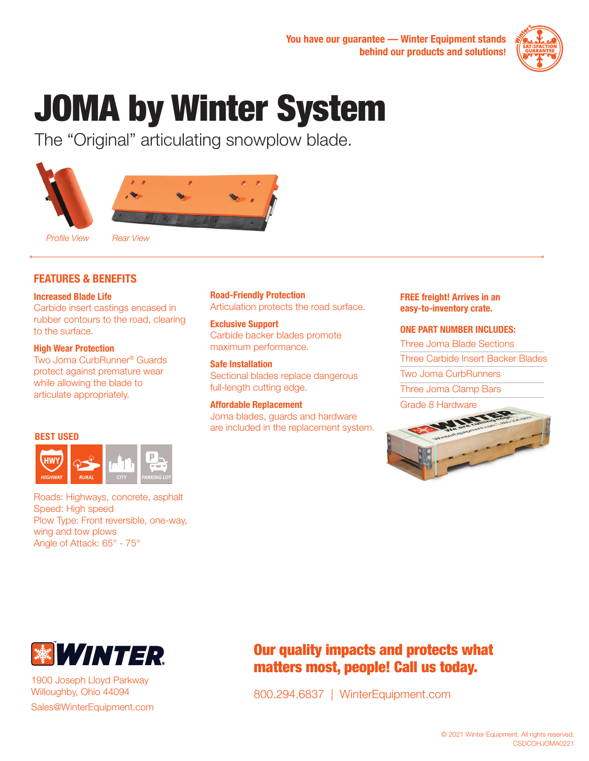You have our guarantee — Winter Equipment stands behind our products and solutions!

# JOMA by Winter System

The “Original” articulating snowplow blade.

*Profile View* *Rear View*

## FEATURES & BENEFITS

**Increased Blade Life**
Carbide insert castings encased in rubber contours to the road, clearing to the surface.

**High Wear Protection**
Two Joma CurbRunner® Guards protect against premature wear while allowing the blade to articulate appropriately.

**Road-Friendly Protection**
Articulation protects the road surface.

**Exclusive Support**
Carbide backer blades promote maximum performance.

**Safe Installation**
Sectional blades replace dangerous full-length cutting edge.

**Affordable Replacement**
Joma blades, guards and hardware are included in the replacement system.

**FREE freight! Arrives in an easy-to-inventory crate.**

**ONE PART NUMBER INCLUDES:**

- Three Joma Blade Sections
- Three Carbide Insert Backer Blades
- Two Joma CurbRunners
- Three Joma Clamp Bars
- Grade 8 Hardware

### BEST USED

HWY HIGHWAY | RURAL | CITY | P PARKING LOT

Roads: Highways, concrete, asphalt
Speed: High speed
Plow Type: Front reversible, one-way, wing and tow plows
Angle of Attack: 65° - 75°

**WINTER**

1900 Joseph Lloyd Parkway
Willoughby, Ohio 44094
Sales@WinterEquipment.com

**Our quality impacts and protects what matters most, people! Call us today.**

800.294.6837 | WinterEquipment.com

© 2021 Winter Equipment. All rights reserved.
CSDCOHJOMA0221